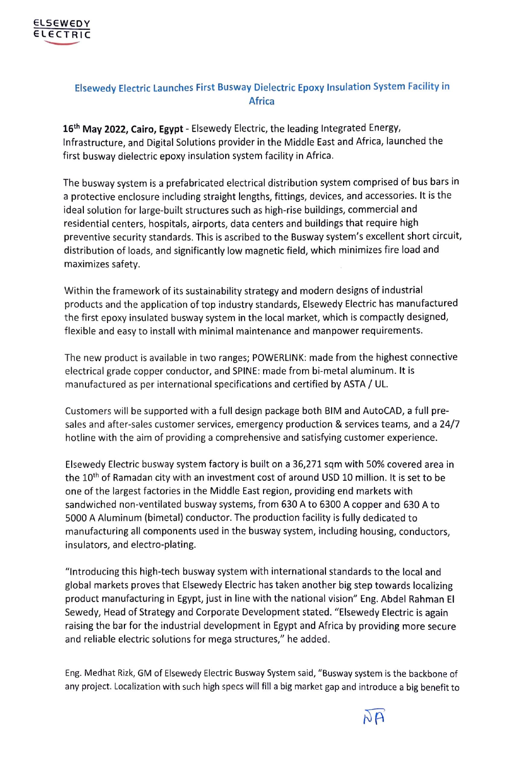ELSEWEDY ELECTRIC

## Elsewedy Electric Launches First Busway Dielectric Epoxy Insulation System Facility in Africa

**16th May 2022, Cairo, Egypt** - Elsewedy Electric, the leading Integrated Energy, Infrastructure, and Digital Solutions provider in the Middle East and Africa, launched the first busway dielectric epoxy insulation system facility in Africa.

The busway system is a prefabricated electrical distribution system comprised of bus bars in a protective enclosure including straight lengths, fittings, devices, and accessories. It is the ideal solution for large-built structures such as high-rise buildings, commercial and residential centers, hospitals, airports, data centers and buildings that require high preventive security standards. This is ascribed to the Busway system's excellent short circuit, distribution of loads, and significantly low magnetic field, which minimizes fire load and maximizes safety.

Within the framework of its sustainability strategy and modern designs of industrial products and the application of top industry standards, Elsewedy Electric has manufactured the first epoxy insulated busway system in the local market, which is compactly designed, flexible and easy to install with minimal maintenance and manpower requirements.

The new product is available in two ranges; POWERLINK: made from the highest connective electrical grade copper conductor, and SPINE: made from bi-metal aluminum. It is manufactured as per international specifications and certified by ASTA / UL.

Customers will be supported with a full design package both BIM and AutoCAD, a full pre-sales and after-sales customer services, emergency production & services teams, and a 24/7 hotline with the aim of providing a comprehensive and satisfying customer experience.

Elsewedy Electric busway system factory is built on a 36,271 sqm with 50% covered area in the 10th of Ramadan city with an investment cost of around USD 10 million. It is set to be one of the largest factories in the Middle East region, providing end markets with sandwiched non-ventilated busway systems, from 630 A to 6300 A copper and 630 A to 5000 A Aluminum (bimetal) conductor. The production facility is fully dedicated to manufacturing all components used in the busway system, including housing, conductors, insulators, and electro-plating.

"Introducing this high-tech busway system with international standards to the local and global markets proves that Elsewedy Electric has taken another big step towards localizing product manufacturing in Egypt, just in line with the national vision" Eng. Abdel Rahman El Sewedy, Head of Strategy and Corporate Development stated. "Elsewedy Electric is again raising the bar for the industrial development in Egypt and Africa by providing more secure and reliable electric solutions for mega structures," he added.

Eng. Medhat Rizk, GM of Elsewedy Electric Busway System said, "Busway system is the backbone of any project. Localization with such high specs will fill a big market gap and introduce a big benefit to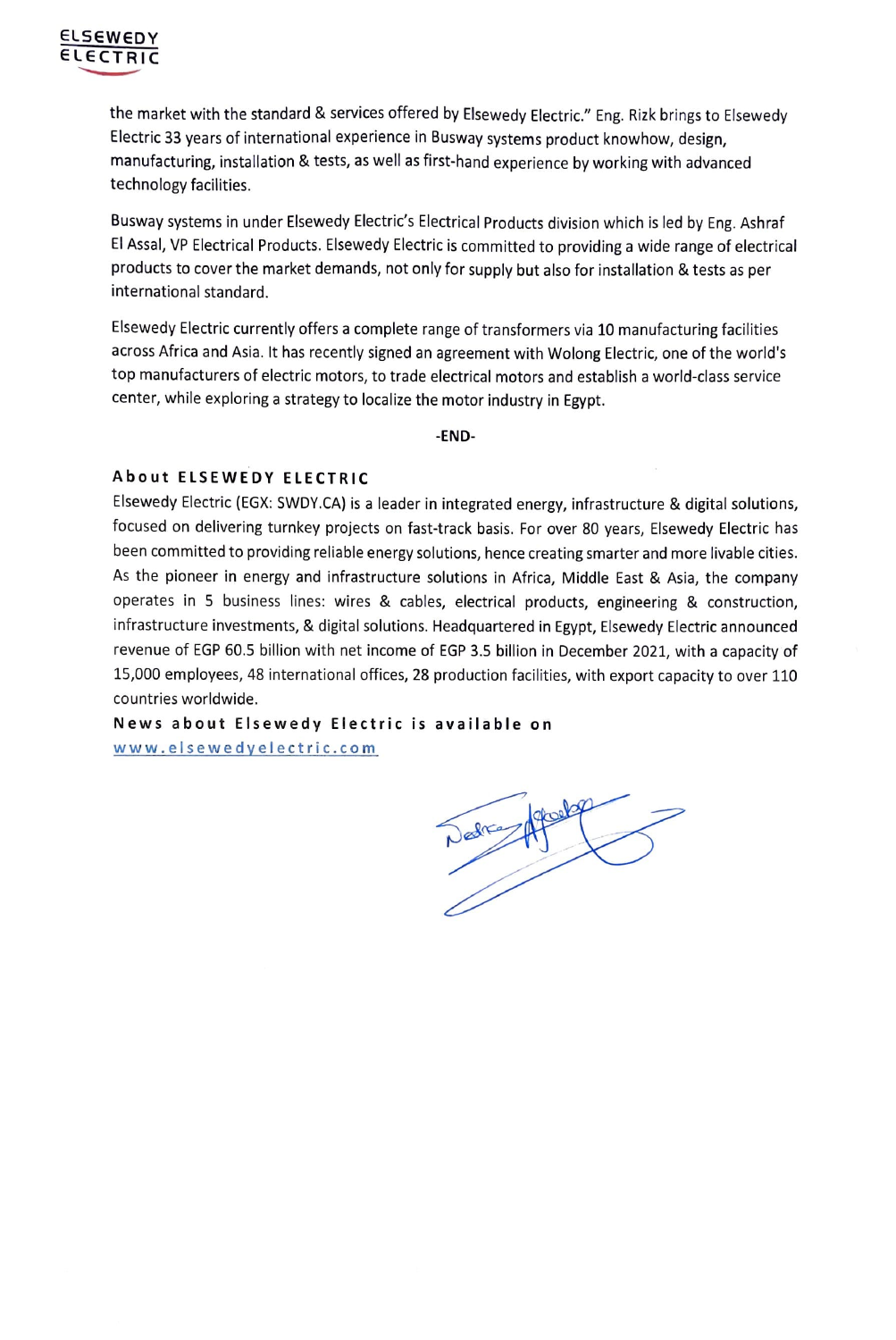the market with the standard & services offered by Elsewedy Electric." Eng. Rizk brings to Elsewedy Electric 33 years of international experience in Busway systems product knowhow, design, manufacturing, installation & tests, as well as first-hand experience by working with advanced technology facilities.

Busway systems in under Elsewedy Electric's Electrical Products division which is led by Eng. Ashraf El Assal, VP Electrical Products. Elsewedy Electric is committed to providing a wide range of electrical products to cover the market demands, not only for supply but also for installation & tests as per international standard.

Elsewedy Electric currently offers a complete range of transformers via 10 manufacturing facilities across Africa and Asia. It has recently signed an agreement with Wolong Electric, one of the world's top manufacturers of electric motors, to trade electrical motors and establish a world-class service center, while exploring a strategy to localize the motor industry in Egypt.

**-END-**

**About ELSEWEDY ELECTRIC**

Elsewedy Electric (EGX: SWDY.CA) is a leader in integrated energy, infrastructure & digital solutions, focused on delivering turnkey projects on fast-track basis. For over 80 years, Elsewedy Electric has been committed to providing reliable energy solutions, hence creating smarter and more livable cities. As the pioneer in energy and infrastructure solutions in Africa, Middle East & Asia, the company operates in 5 business lines: wires & cables, electrical products, engineering & construction, infrastructure investments, & digital solutions. Headquartered in Egypt, Elsewedy Electric announced revenue of EGP 60.5 billion with net income of EGP 3.5 billion in December 2021, with a capacity of 15,000 employees, 48 international offices, 28 production facilities, with export capacity to over 110 countries worldwide.

**News about Elsewedy Electric is available on**

www.elsewedyelectric.com